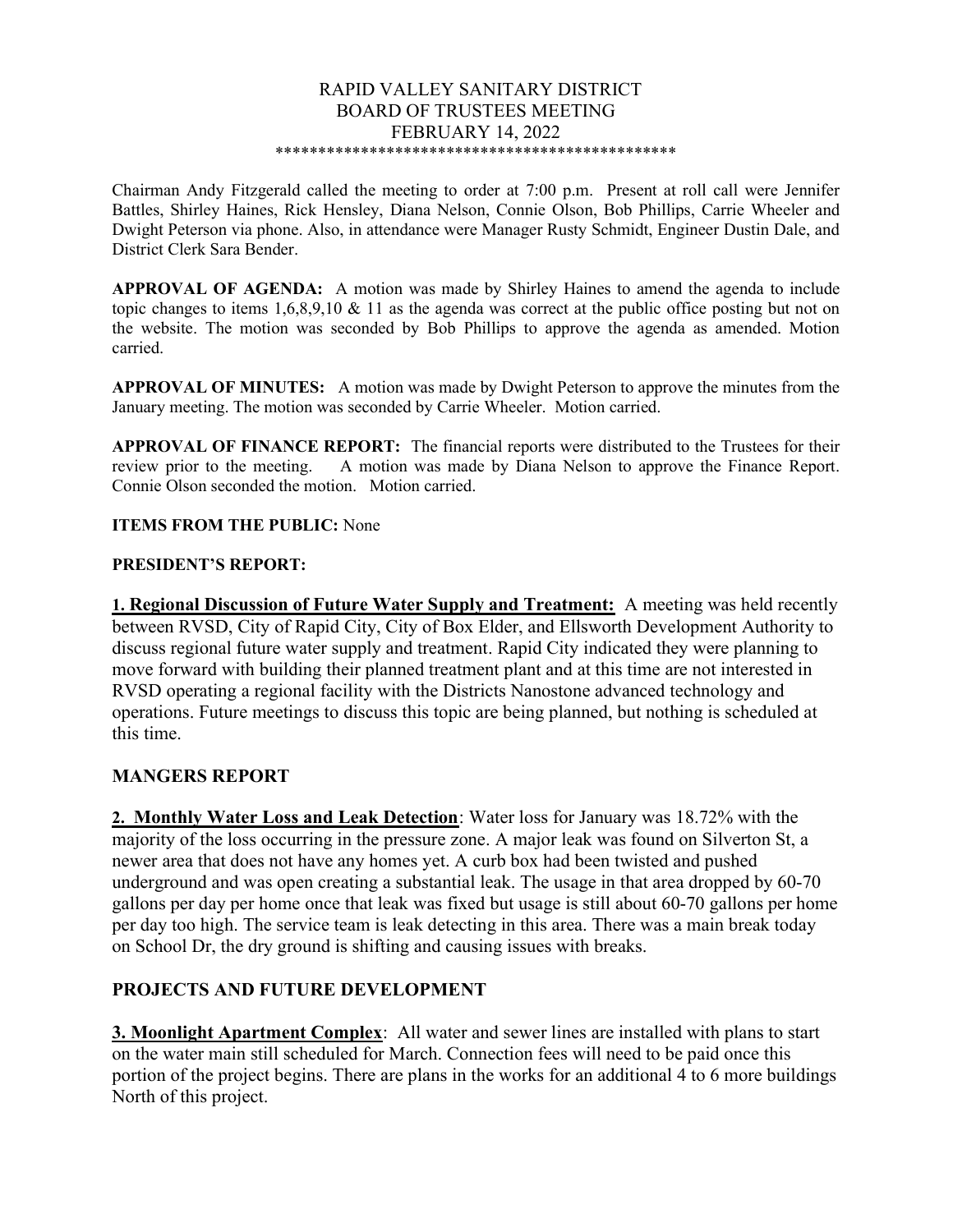# RAPID VALLEY SANITARY DISTRICT
## BOARD OF TRUSTEES MEETING
## FEBRUARY 14, 2022

\*\*\*\*\*\*\*\*\*\*\*\*\*\*\*\*\*\*\*\*\*\*\*\*\*\*\*\*\*\*\*\*\*\*\*\*\*\*\*\*\*\*\*\*\*\*\*\*

Chairman Andy Fitzgerald called the meeting to order at 7:00 p.m. Present at roll call were Jennifer Battles, Shirley Haines, Rick Hensley, Diana Nelson, Connie Olson, Bob Phillips, Carrie Wheeler and Dwight Peterson via phone. Also, in attendance were Manager Rusty Schmidt, Engineer Dustin Dale, and District Clerk Sara Bender.

**APPROVAL OF AGENDA:** A motion was made by Shirley Haines to amend the agenda to include topic changes to items 1,6,8,9,10 & 11 as the agenda was correct at the public office posting but not on the website. The motion was seconded by Bob Phillips to approve the agenda as amended. Motion carried.

**APPROVAL OF MINUTES:** A motion was made by Dwight Peterson to approve the minutes from the January meeting. The motion was seconded by Carrie Wheeler. Motion carried.

**APPROVAL OF FINANCE REPORT:** The financial reports were distributed to the Trustees for their review prior to the meeting. A motion was made by Diana Nelson to approve the Finance Report. Connie Olson seconded the motion. Motion carried.

**ITEMS FROM THE PUBLIC:** None

**PRESIDENT'S REPORT:**

**1. Regional Discussion of Future Water Supply and Treatment:** A meeting was held recently between RVSD, City of Rapid City, City of Box Elder, and Ellsworth Development Authority to discuss regional future water supply and treatment. Rapid City indicated they were planning to move forward with building their planned treatment plant and at this time are not interested in RVSD operating a regional facility with the Districts Nanostone advanced technology and operations. Future meetings to discuss this topic are being planned, but nothing is scheduled at this time.

**MANGERS REPORT**

**2. Monthly Water Loss and Leak Detection**: Water loss for January was 18.72% with the majority of the loss occurring in the pressure zone. A major leak was found on Silverton St, a newer area that does not have any homes yet. A curb box had been twisted and pushed underground and was open creating a substantial leak. The usage in that area dropped by 60-70 gallons per day per home once that leak was fixed but usage is still about 60-70 gallons per home per day too high. The service team is leak detecting in this area. There was a main break today on School Dr, the dry ground is shifting and causing issues with breaks.

**PROJECTS AND FUTURE DEVELOPMENT**

**3. Moonlight Apartment Complex**: All water and sewer lines are installed with plans to start on the water main still scheduled for March. Connection fees will need to be paid once this portion of the project begins. There are plans in the works for an additional 4 to 6 more buildings North of this project.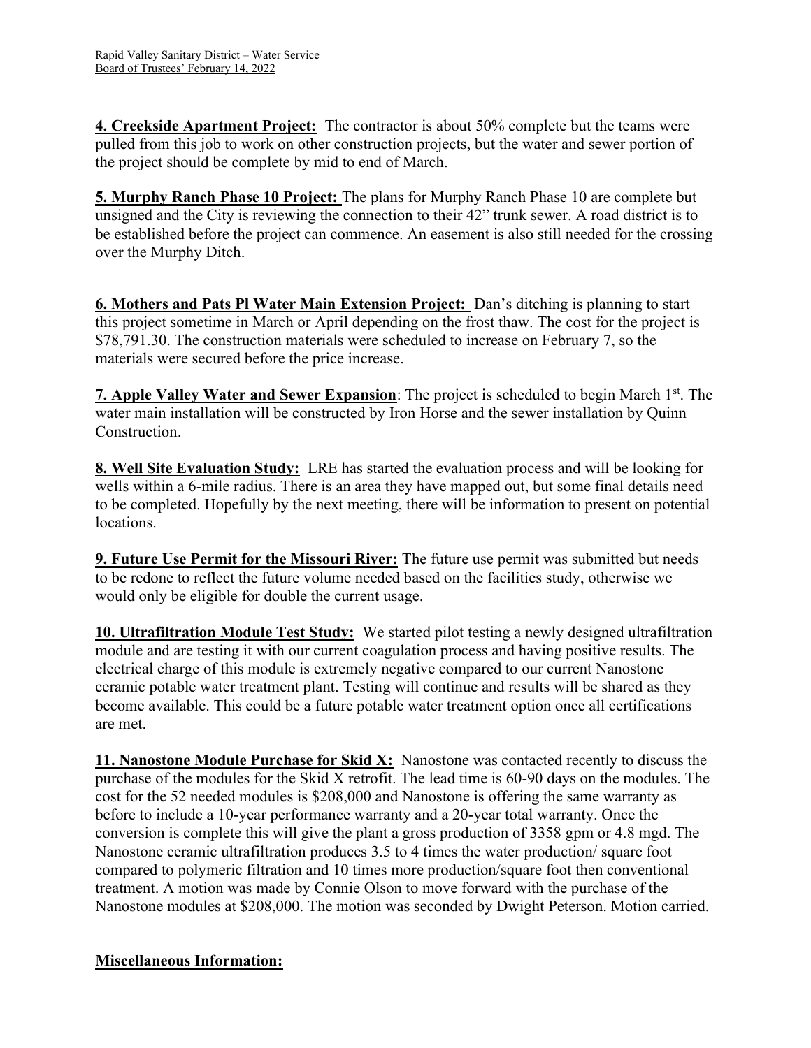**4. Creekside Apartment Project:** The contractor is about 50% complete but the teams were pulled from this job to work on other construction projects, but the water and sewer portion of the project should be complete by mid to end of March.

**5. Murphy Ranch Phase 10 Project:** The plans for Murphy Ranch Phase 10 are complete but unsigned and the City is reviewing the connection to their 42" trunk sewer. A road district is to be established before the project can commence. An easement is also still needed for the crossing over the Murphy Ditch.

**6. Mothers and Pats Pl Water Main Extension Project:** Dan's ditching is planning to start this project sometime in March or April depending on the frost thaw. The cost for the project is $78,791.30. The construction materials were scheduled to increase on February 7, so the materials were secured before the price increase.

**7. Apple Valley Water and Sewer Expansion**: The project is scheduled to begin March 1st. The water main installation will be constructed by Iron Horse and the sewer installation by Quinn Construction.

**8. Well Site Evaluation Study:** LRE has started the evaluation process and will be looking for wells within a 6-mile radius. There is an area they have mapped out, but some final details need to be completed. Hopefully by the next meeting, there will be information to present on potential locations.

**9. Future Use Permit for the Missouri River:** The future use permit was submitted but needs to be redone to reflect the future volume needed based on the facilities study, otherwise we would only be eligible for double the current usage.

**10. Ultrafiltration Module Test Study:** We started pilot testing a newly designed ultrafiltration module and are testing it with our current coagulation process and having positive results. The electrical charge of this module is extremely negative compared to our current Nanostone ceramic potable water treatment plant. Testing will continue and results will be shared as they become available. This could be a future potable water treatment option once all certifications are met.

**11. Nanostone Module Purchase for Skid X:** Nanostone was contacted recently to discuss the purchase of the modules for the Skid X retrofit. The lead time is 60-90 days on the modules. The cost for the 52 needed modules is $208,000 and Nanostone is offering the same warranty as before to include a 10-year performance warranty and a 20-year total warranty. Once the conversion is complete this will give the plant a gross production of 3358 gpm or 4.8 mgd. The Nanostone ceramic ultrafiltration produces 3.5 to 4 times the water production/ square foot compared to polymeric filtration and 10 times more production/square foot then conventional treatment. A motion was made by Connie Olson to move forward with the purchase of the Nanostone modules at $208,000. The motion was seconded by Dwight Peterson. Motion carried.

**Miscellaneous Information:**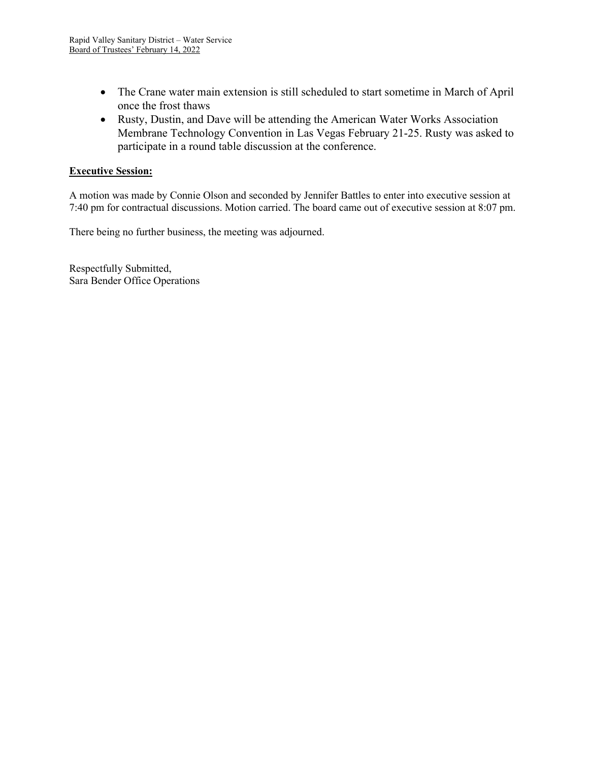- The Crane water main extension is still scheduled to start sometime in March of April once the frost thaws
- Rusty, Dustin, and Dave will be attending the American Water Works Association Membrane Technology Convention in Las Vegas February 21-25. Rusty was asked to participate in a round table discussion at the conference.

**Executive Session:**

A motion was made by Connie Olson and seconded by Jennifer Battles to enter into executive session at 7:40 pm for contractual discussions. Motion carried. The board came out of executive session at 8:07 pm.

There being no further business, the meeting was adjourned.

Respectfully Submitted,
Sara Bender Office Operations